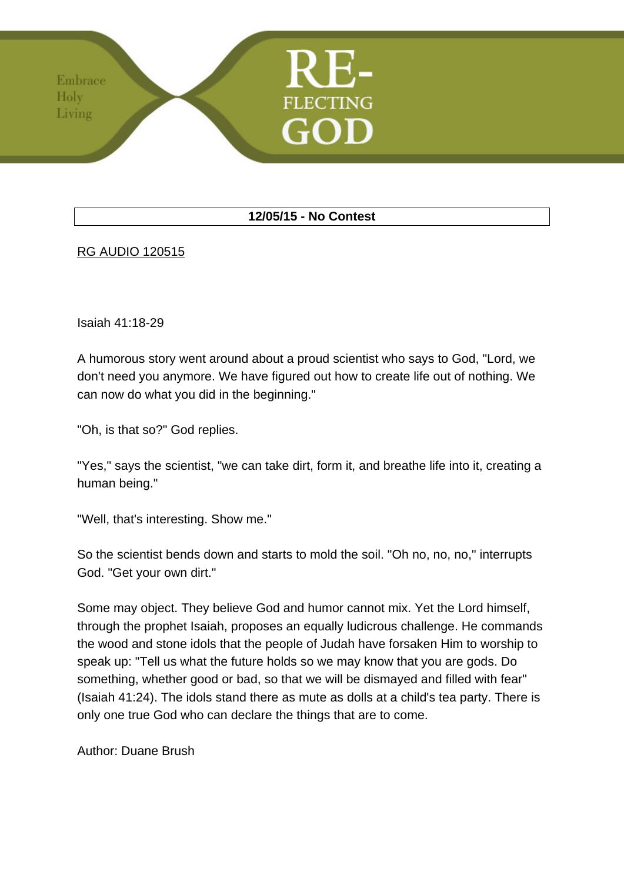Embrace
Holy
Living

# RE-FLECTING GOD

## 12/05/15 - No Contest

RG AUDIO 120515

Isaiah 41:18-29

A humorous story went around about a proud scientist who says to God, "Lord, we don't need you anymore. We have figured out how to create life out of nothing. We can now do what you did in the beginning."

"Oh, is that so?" God replies.

"Yes," says the scientist, "we can take dirt, form it, and breathe life into it, creating a human being."

"Well, that's interesting. Show me."

So the scientist bends down and starts to mold the soil. "Oh no, no, no," interrupts God. "Get your own dirt."

Some may object. They believe God and humor cannot mix. Yet the Lord himself, through the prophet Isaiah, proposes an equally ludicrous challenge. He commands the wood and stone idols that the people of Judah have forsaken Him to worship to speak up: "Tell us what the future holds so we may know that you are gods. Do something, whether good or bad, so that we will be dismayed and filled with fear" (Isaiah 41:24). The idols stand there as mute as dolls at a child's tea party. There is only one true God who can declare the things that are to come.

Author: Duane Brush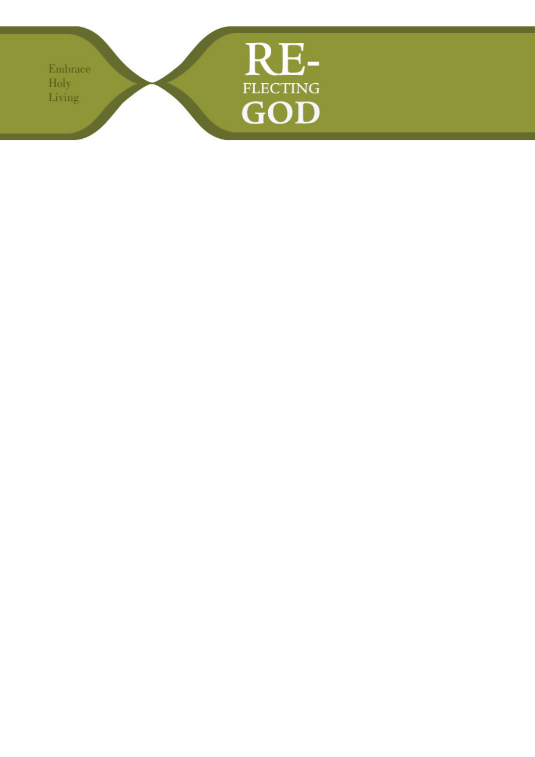Embrace
Holy
Living

RE-
FLECTING
GOD